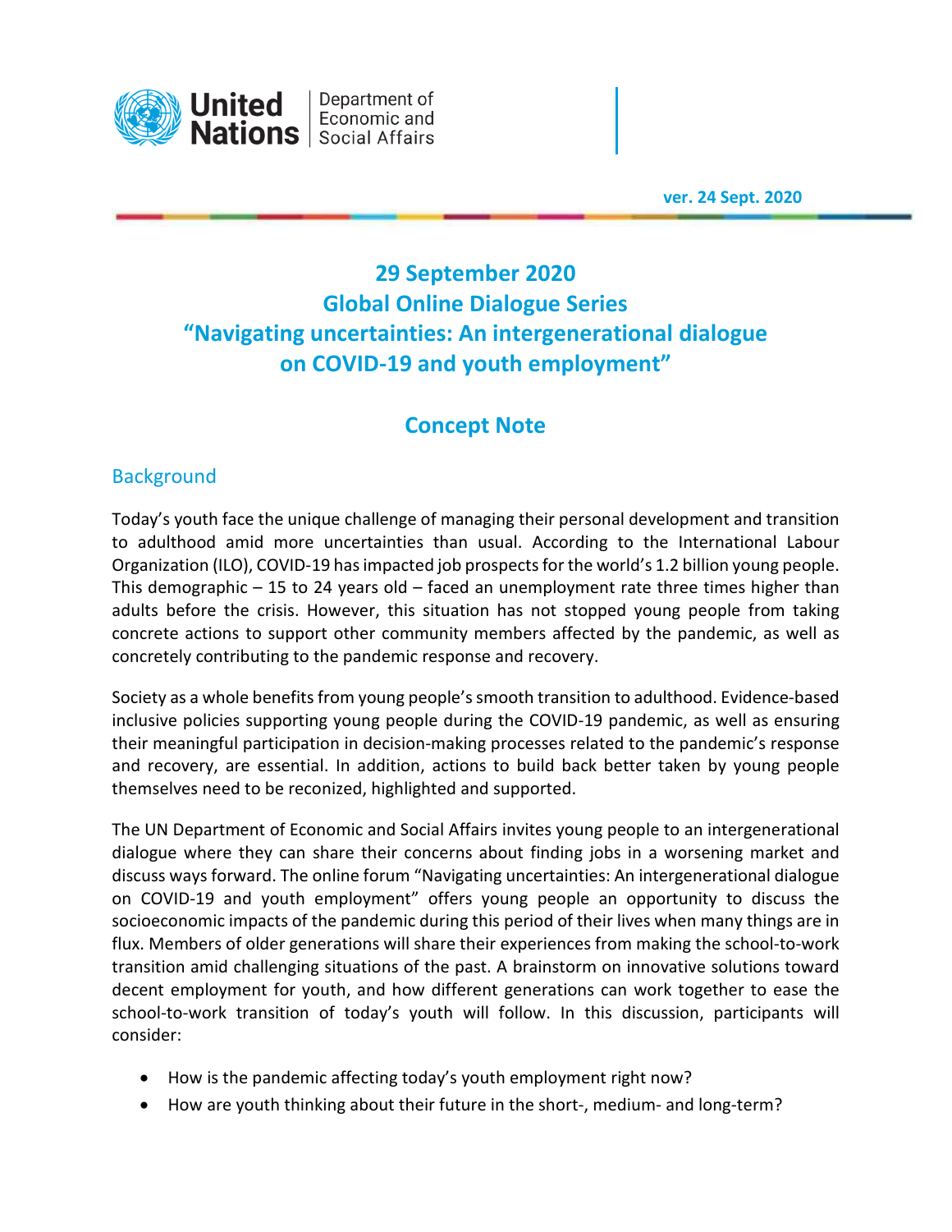United Nations | Department of Economic and Social Affairs

ver. 24 Sept. 2020

# 29 September 2020
# Global Online Dialogue Series
# "Navigating uncertainties: An intergenerational dialogue on COVID-19 and youth employment"

## Concept Note

### Background

Today's youth face the unique challenge of managing their personal development and transition to adulthood amid more uncertainties than usual. According to the International Labour Organization (ILO), COVID-19 has impacted job prospects for the world's 1.2 billion young people. This demographic – 15 to 24 years old – faced an unemployment rate three times higher than adults before the crisis. However, this situation has not stopped young people from taking concrete actions to support other community members affected by the pandemic, as well as concretely contributing to the pandemic response and recovery.

Society as a whole benefits from young people's smooth transition to adulthood. Evidence-based inclusive policies supporting young people during the COVID-19 pandemic, as well as ensuring their meaningful participation in decision-making processes related to the pandemic's response and recovery, are essential. In addition, actions to build back better taken by young people themselves need to be reconized, highlighted and supported.

The UN Department of Economic and Social Affairs invites young people to an intergenerational dialogue where they can share their concerns about finding jobs in a worsening market and discuss ways forward. The online forum "Navigating uncertainties: An intergenerational dialogue on COVID-19 and youth employment" offers young people an opportunity to discuss the socioeconomic impacts of the pandemic during this period of their lives when many things are in flux. Members of older generations will share their experiences from making the school-to-work transition amid challenging situations of the past. A brainstorm on innovative solutions toward decent employment for youth, and how different generations can work together to ease the school-to-work transition of today's youth will follow. In this discussion, participants will consider:

- How is the pandemic affecting today's youth employment right now?
- How are youth thinking about their future in the short-, medium- and long-term?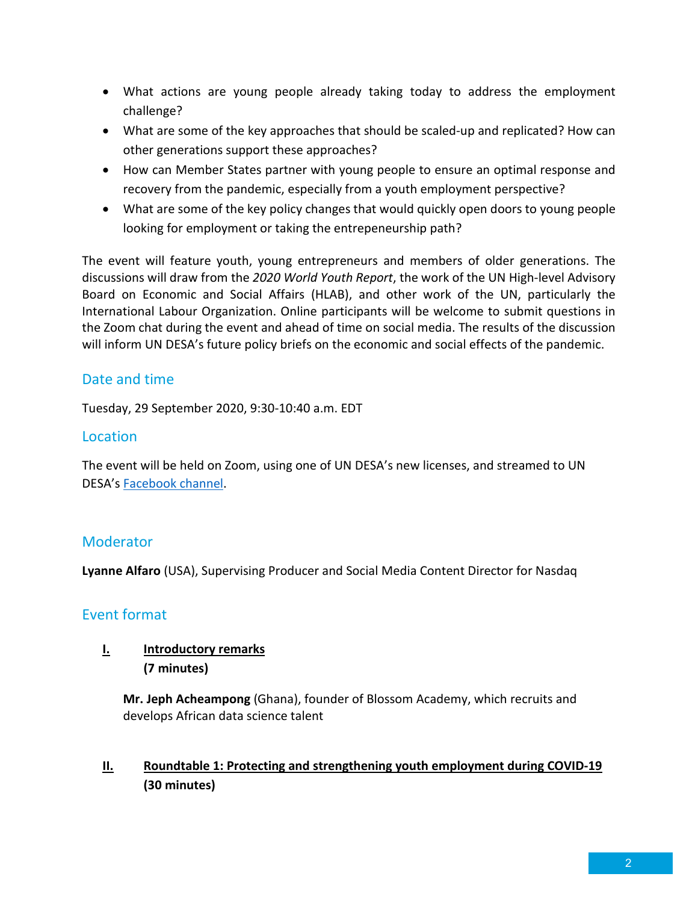- What actions are young people already taking today to address the employment challenge?
- What are some of the key approaches that should be scaled-up and replicated? How can other generations support these approaches?
- How can Member States partner with young people to ensure an optimal response and recovery from the pandemic, especially from a youth employment perspective?
- What are some of the key policy changes that would quickly open doors to young people looking for employment or taking the entrepeneurship path?

The event will feature youth, young entrepreneurs and members of older generations. The discussions will draw from the *2020 World Youth Report*, the work of the UN High-level Advisory Board on Economic and Social Affairs (HLAB), and other work of the UN, particularly the International Labour Organization. Online participants will be welcome to submit questions in the Zoom chat during the event and ahead of time on social media. The results of the discussion will inform UN DESA's future policy briefs on the economic and social effects of the pandemic.

## Date and time

Tuesday, 29 September 2020, 9:30-10:40 a.m. EDT

## Location

The event will be held on Zoom, using one of UN DESA's new licenses, and streamed to UN DESA's Facebook channel.

## Moderator

**Lyanne Alfaro** (USA), Supervising Producer and Social Media Content Director for Nasdaq

## Event format

**I. Introductory remarks**
**(7 minutes)**

**Mr. Jeph Acheampong** (Ghana), founder of Blossom Academy, which recruits and develops African data science talent

**II. Roundtable 1: Protecting and strengthening youth employment during COVID-19**
**(30 minutes)**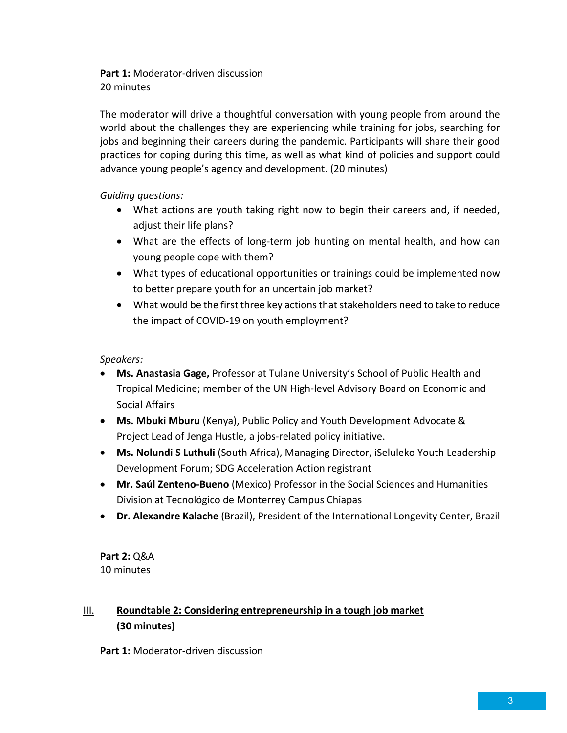**Part 1:** Moderator-driven discussion
20 minutes

The moderator will drive a thoughtful conversation with young people from around the world about the challenges they are experiencing while training for jobs, searching for jobs and beginning their careers during the pandemic. Participants will share their good practices for coping during this time, as well as what kind of policies and support could advance young people's agency and development. (20 minutes)

*Guiding questions:*

- What actions are youth taking right now to begin their careers and, if needed, adjust their life plans?
- What are the effects of long-term job hunting on mental health, and how can young people cope with them?
- What types of educational opportunities or trainings could be implemented now to better prepare youth for an uncertain job market?
- What would be the first three key actions that stakeholders need to take to reduce the impact of COVID-19 on youth employment?

*Speakers:*

- **Ms. Anastasia Gage,** Professor at Tulane University's School of Public Health and Tropical Medicine; member of the UN High-level Advisory Board on Economic and Social Affairs
- **Ms. Mbuki Mburu** (Kenya), Public Policy and Youth Development Advocate & Project Lead of Jenga Hustle, a jobs-related policy initiative.
- **Ms. Nolundi S Luthuli** (South Africa), Managing Director, iSeluleko Youth Leadership Development Forum; SDG Acceleration Action registrant
- **Mr. Saúl Zenteno-Bueno** (Mexico) Professor in the Social Sciences and Humanities Division at Tecnológico de Monterrey Campus Chiapas
- **Dr. Alexandre Kalache** (Brazil), President of the International Longevity Center, Brazil

**Part 2:** Q&A
10 minutes

## III. Roundtable 2: Considering entrepreneurship in a tough job market (30 minutes)

**Part 1:** Moderator-driven discussion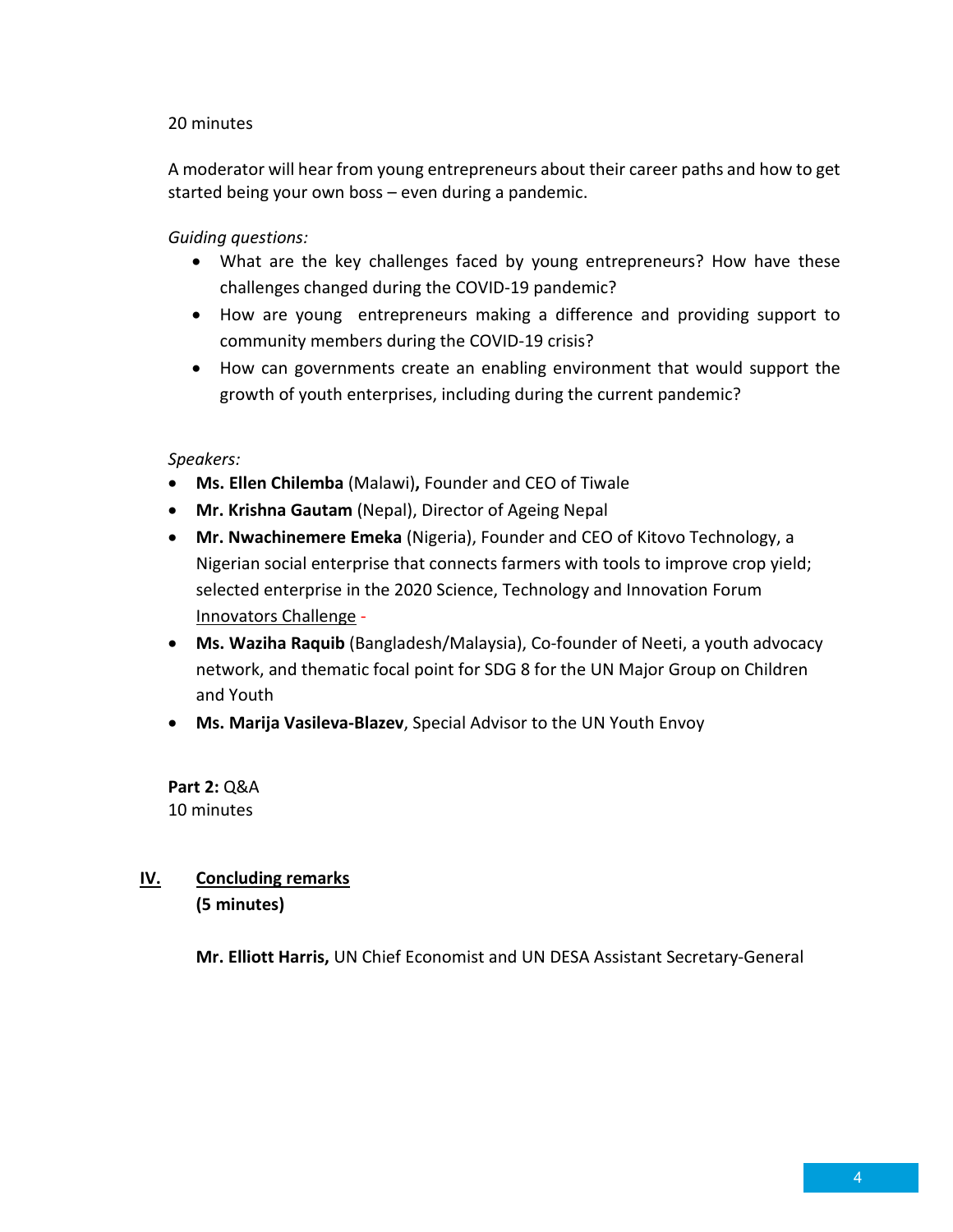20 minutes

A moderator will hear from young entrepreneurs about their career paths and how to get started being your own boss – even during a pandemic.

*Guiding questions:*

- What are the key challenges faced by young entrepreneurs? How have these challenges changed during the COVID-19 pandemic?
- How are young entrepreneurs making a difference and providing support to community members during the COVID-19 crisis?
- How can governments create an enabling environment that would support the growth of youth enterprises, including during the current pandemic?

*Speakers:*

- **Ms. Ellen Chilemba** (Malawi)**,** Founder and CEO of Tiwale
- **Mr. Krishna Gautam** (Nepal), Director of Ageing Nepal
- **Mr. Nwachinemere Emeka** (Nigeria), Founder and CEO of Kitovo Technology, a Nigerian social enterprise that connects farmers with tools to improve crop yield; selected enterprise in the 2020 Science, Technology and Innovation Forum Innovators Challenge -
- **Ms. Waziha Raquib** (Bangladesh/Malaysia), Co-founder of Neeti, a youth advocacy network, and thematic focal point for SDG 8 for the UN Major Group on Children and Youth
- **Ms. Marija Vasileva-Blazev**, Special Advisor to the UN Youth Envoy

**Part 2:** Q&A
10 minutes

## IV. Concluding remarks
**(5 minutes)**

**Mr. Elliott Harris,** UN Chief Economist and UN DESA Assistant Secretary-General